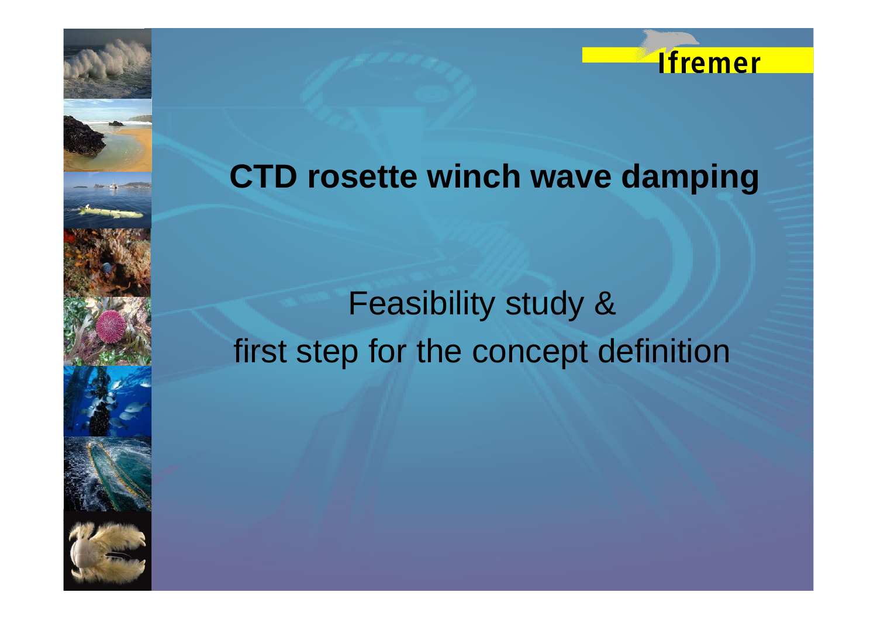Ifremer

# CTD rosette winch wave damping

Feasibility study &
first step for the concept definition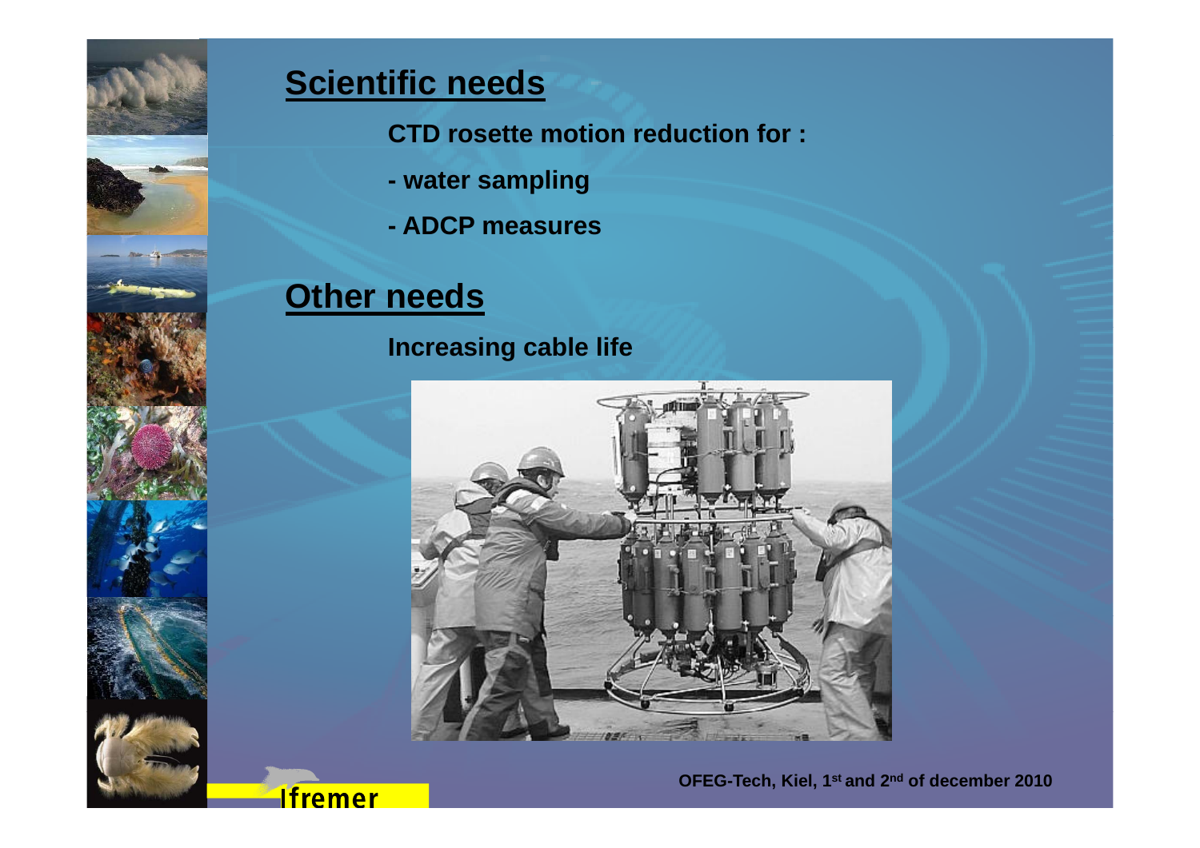## Scientific needs

**CTD rosette motion reduction for :**

**- water sampling**

**- ADCP measures**

## Other needs

**Increasing cable life**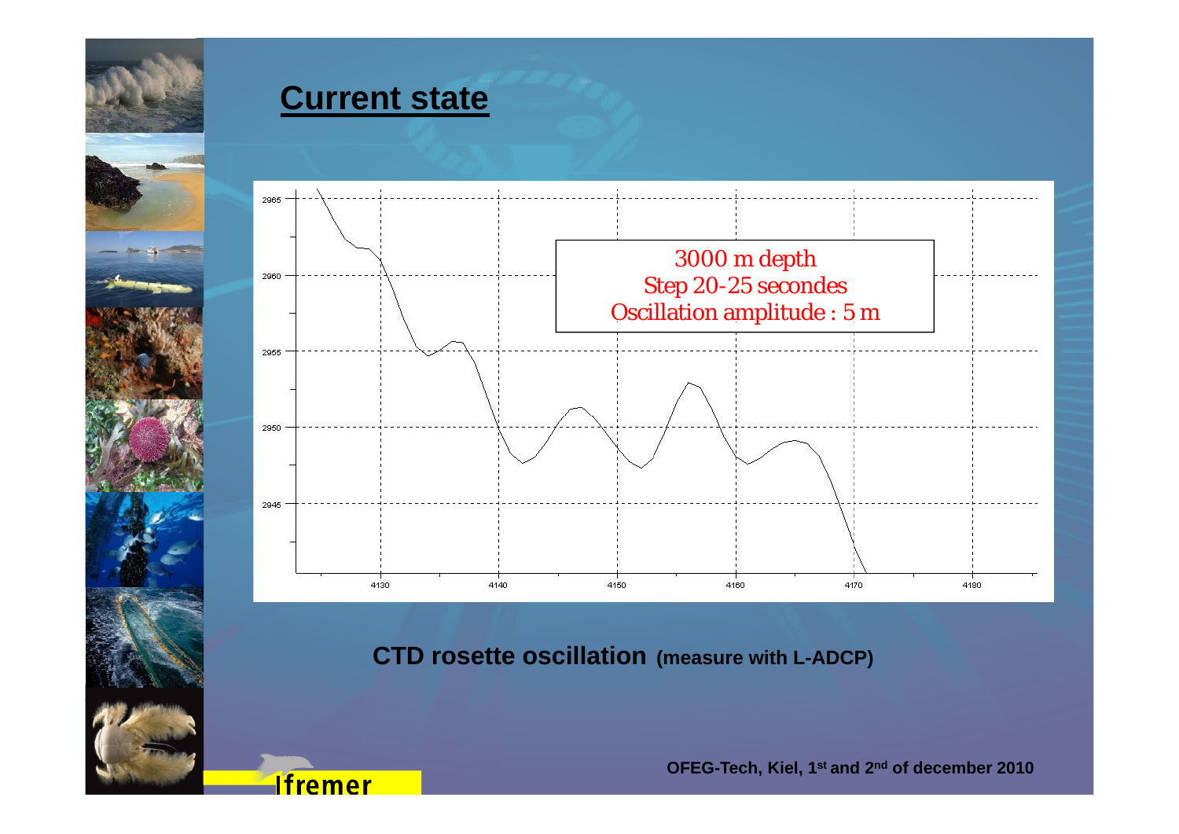## Current state

3000 m depth
Step 20-25 secondes
Oscillation amplitude : 5 m

**CTD rosette oscillation** **(measure with L-ADCP)**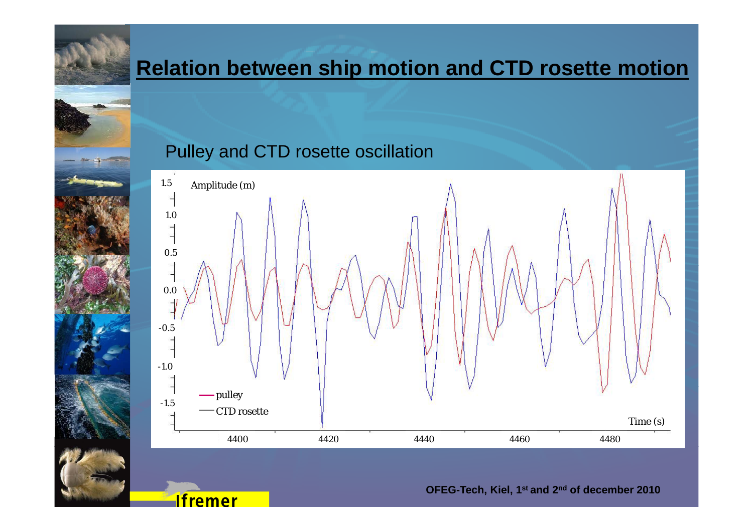# Relation between ship motion and CTD rosette motion

Pulley and CTD rosette oscillation

Amplitude (m)

1.5
1.0
0.5
0.0
-0.5
-1.0
-1.5

pulley
CTD rosette

Time (s)

4400 4420 4440 4460 4480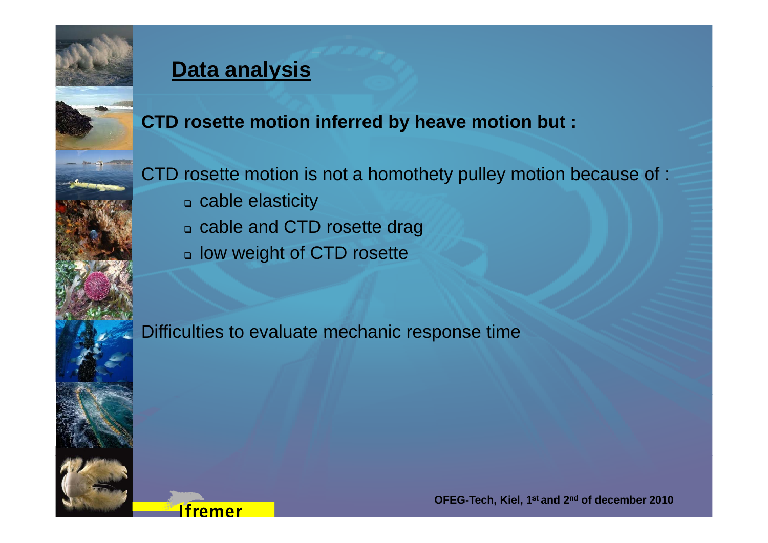## Data analysis

**CTD rosette motion inferred by heave motion but :**

CTD rosette motion is not a homothety pulley motion because of :

- cable elasticity
- cable and CTD rosette drag
- low weight of CTD rosette

Difficulties to evaluate mechanic response time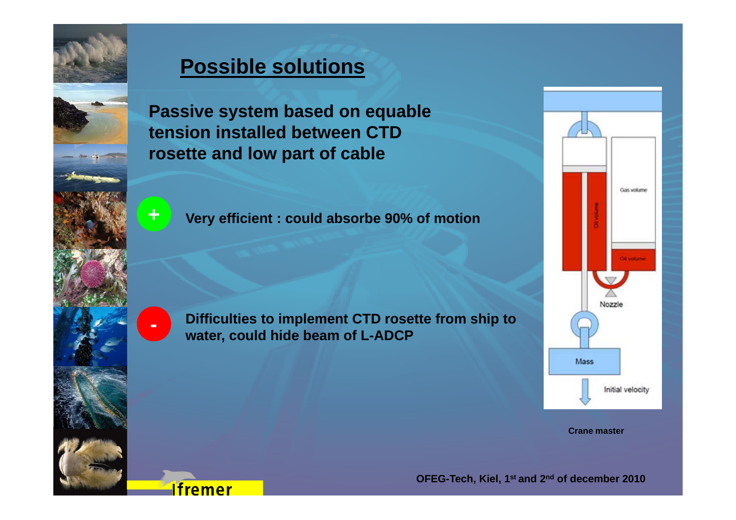# Possible solutions

**Passive system based on equable tension installed between CTD rosette and low part of cable**

+ **Very efficient : could absorbe 90% of motion**

- **Difficulties to implement CTD rosette from ship to water, could hide beam of L-ADCP**

Crane master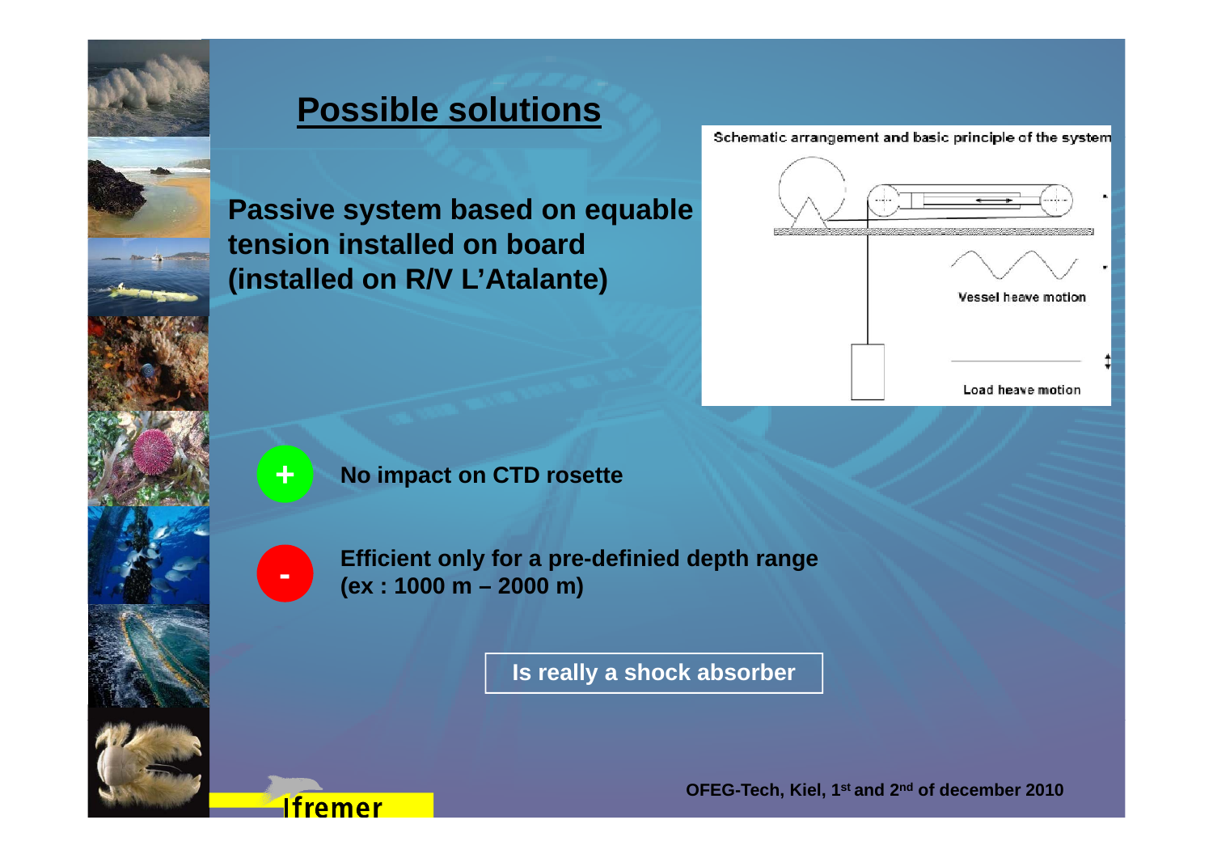# Possible solutions

**Passive system based on equable tension installed on board (installed on R/V L'Atalante)**

Schematic arrangement and basic principle of the system

Vessel heave motion

Load heave motion

**+** **No impact on CTD rosette**

**-** **Efficient only for a pre-definied depth range (ex : 1000 m – 2000 m)**

**Is really a shock absorber**

**OFEG-Tech, Kiel, 1st and 2nd of december 2010**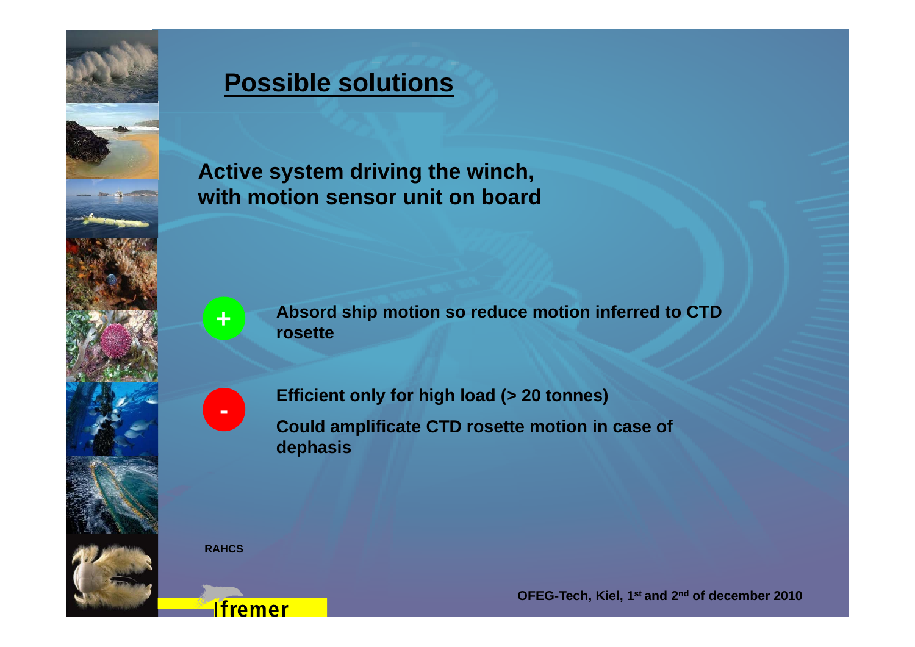## Possible solutions

**Active system driving the winch, with motion sensor unit on board**

**+**

**Absord ship motion so reduce motion inferred to CTD rosette**

**-**

**Efficient only for high load (> 20 tonnes)**

**Could amplificate CTD rosette motion in case of dephasis**

RAHCS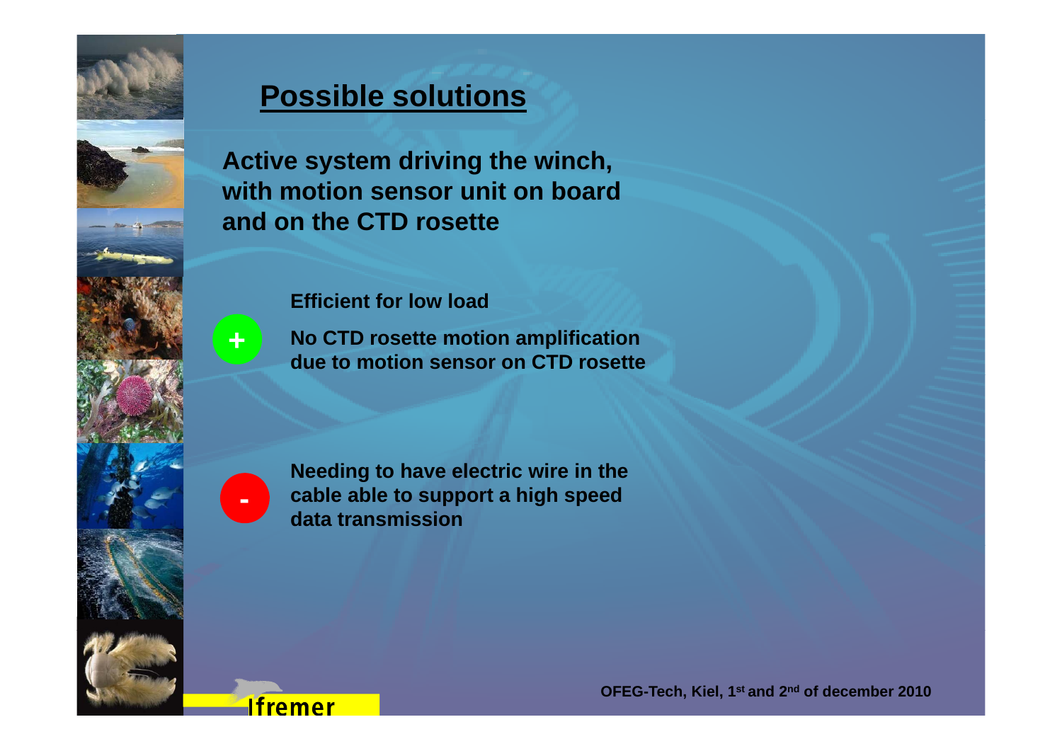## Possible solutions

**Active system driving the winch, with motion sensor unit on board and on the CTD rosette**

+

- **Efficient for low load**
- **No CTD rosette motion amplification due to motion sensor on CTD rosette**

-

- **Needing to have electric wire in the cable able to support a high speed data transmission**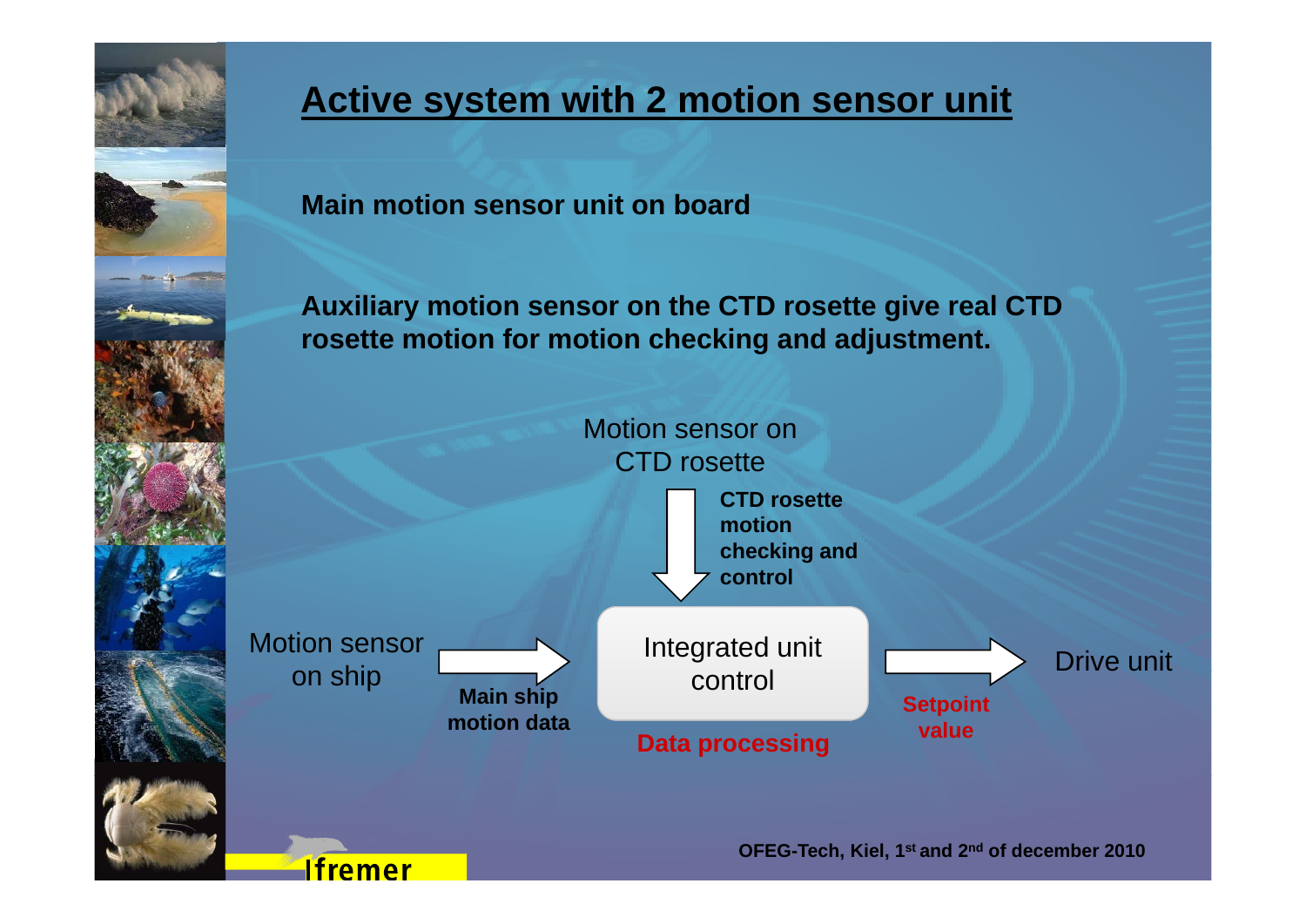# Active system with 2 motion sensor unit

**Main motion sensor unit on board**

**Auxiliary motion sensor on the CTD rosette give real CTD rosette motion for motion checking and adjustment.**

Motion sensor on CTD rosette

**CTD rosette motion checking and control**

Motion sensor on ship

**Main ship motion data**

Integrated unit control

**Data processing**

**Setpoint value**

Drive unit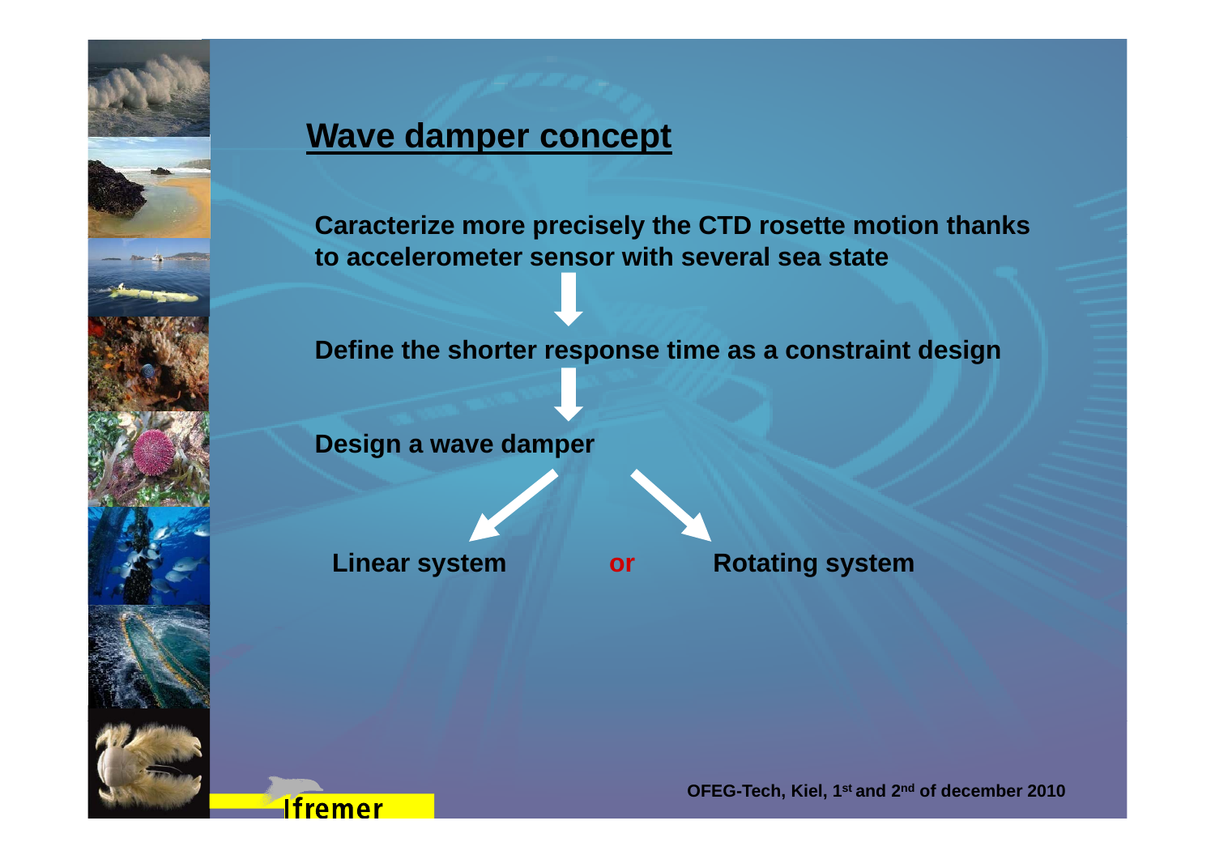## Wave damper concept

**Caracterize more precisely the CTD rosette motion thanks to accelerometer sensor with several sea state**

↓

**Define the shorter response time as a constraint design**

↓

**Design a wave damper**

**Linear system** **or** **Rotating system**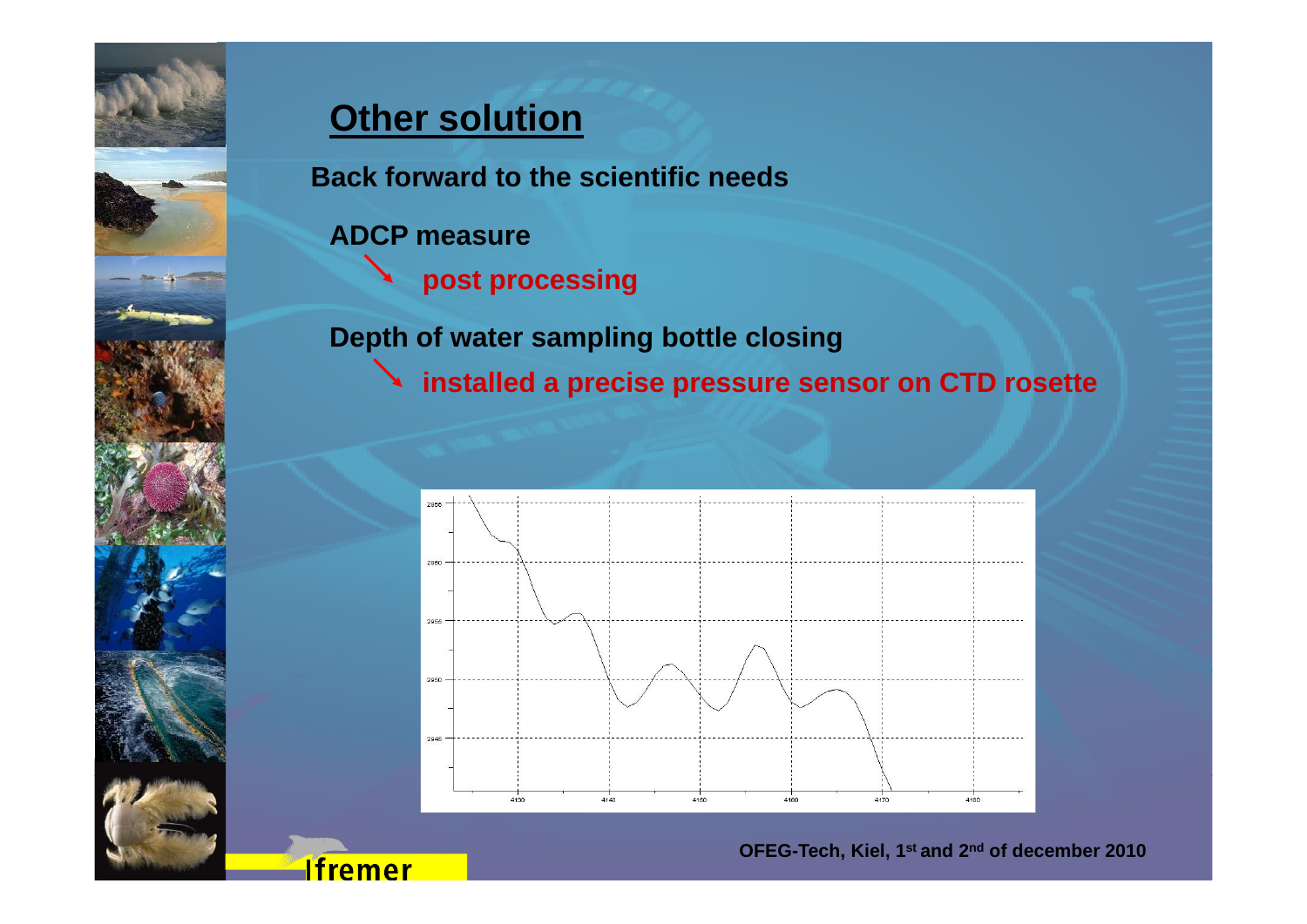## Other solution

**Back forward to the scientific needs**

**ADCP measure**

↘ **post processing**

**Depth of water sampling bottle closing**

↘ **installed a precise pressure sensor on CTD rosette**

2956

2950

2955

2950

2945

4130

4140

4150

4160

4170

4180